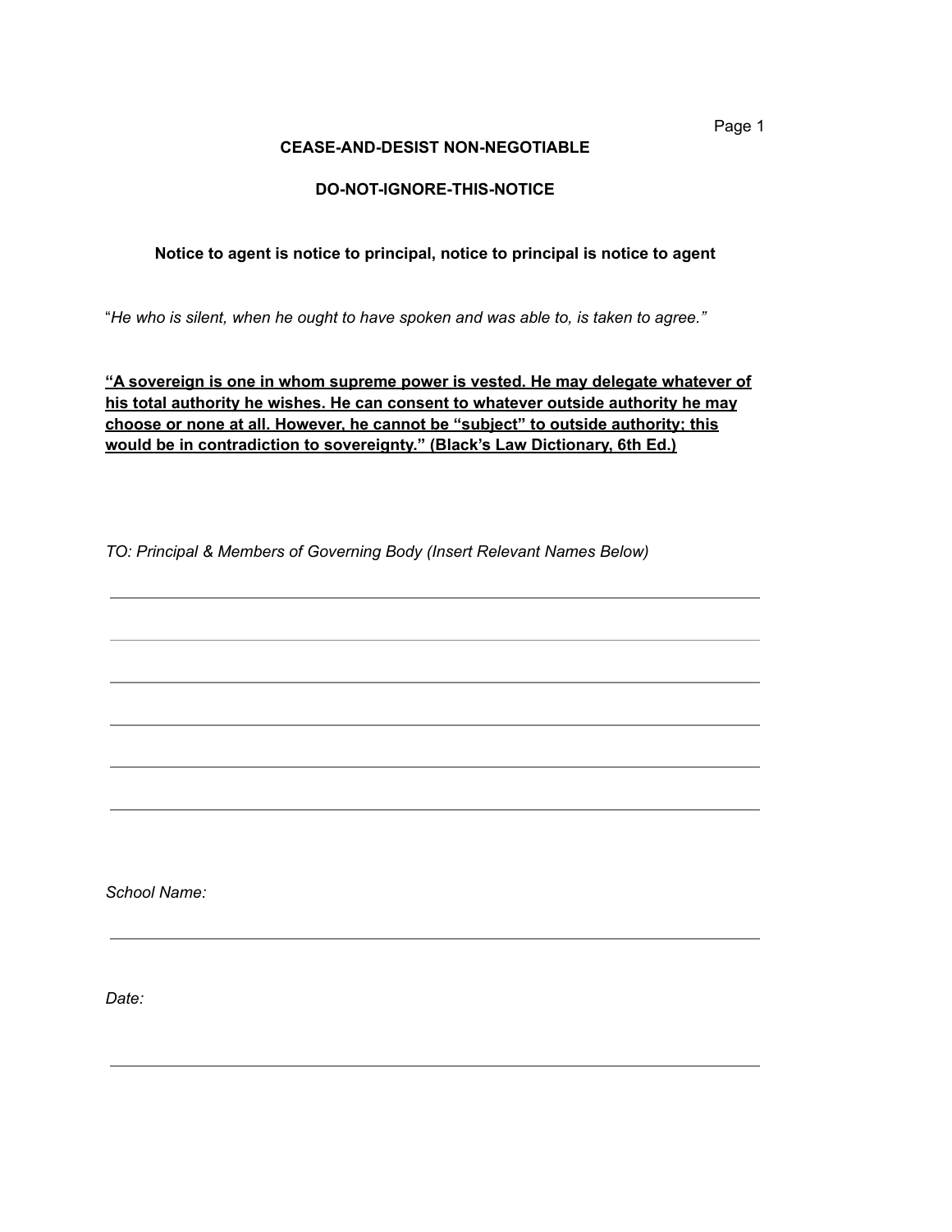**CEASE-AND-DESIST NON-NEGOTIABLE**

**DO-NOT-IGNORE-THIS-NOTICE**

**Notice to agent is notice to principal, notice to principal is notice to agent**

"*He who is silent, when he ought to have spoken and was able to, is taken to agree.*"

**"A sovereign is one in whom supreme power is vested. He may delegate whatever of his total authority he wishes. He can consent to whatever outside authority he may choose or none at all. However, he cannot be "subject" to outside authority; this would be in contradiction to sovereignty." (Black's Law Dictionary, 6th Ed.)**

*TO: Principal & Members of Governing Body (Insert Relevant Names Below)*

\_\_\_\_\_\_\_\_\_\_\_\_\_\_\_\_\_\_\_\_\_\_\_\_\_\_\_\_\_\_\_\_\_\_\_\_\_\_\_\_\_\_\_\_\_\_\_\_\_\_\_\_\_\_\_\_\_\_\_\_

\_\_\_\_\_\_\_\_\_\_\_\_\_\_\_\_\_\_\_\_\_\_\_\_\_\_\_\_\_\_\_\_\_\_\_\_\_\_\_\_\_\_\_\_\_\_\_\_\_\_\_\_\_\_\_\_\_\_\_\_

\_\_\_\_\_\_\_\_\_\_\_\_\_\_\_\_\_\_\_\_\_\_\_\_\_\_\_\_\_\_\_\_\_\_\_\_\_\_\_\_\_\_\_\_\_\_\_\_\_\_\_\_\_\_\_\_\_\_\_\_

\_\_\_\_\_\_\_\_\_\_\_\_\_\_\_\_\_\_\_\_\_\_\_\_\_\_\_\_\_\_\_\_\_\_\_\_\_\_\_\_\_\_\_\_\_\_\_\_\_\_\_\_\_\_\_\_\_\_\_\_

\_\_\_\_\_\_\_\_\_\_\_\_\_\_\_\_\_\_\_\_\_\_\_\_\_\_\_\_\_\_\_\_\_\_\_\_\_\_\_\_\_\_\_\_\_\_\_\_\_\_\_\_\_\_\_\_\_\_\_\_

\_\_\_\_\_\_\_\_\_\_\_\_\_\_\_\_\_\_\_\_\_\_\_\_\_\_\_\_\_\_\_\_\_\_\_\_\_\_\_\_\_\_\_\_\_\_\_\_\_\_\_\_\_\_\_\_\_\_\_\_

*School Name:*

\_\_\_\_\_\_\_\_\_\_\_\_\_\_\_\_\_\_\_\_\_\_\_\_\_\_\_\_\_\_\_\_\_\_\_\_\_\_\_\_\_\_\_\_\_\_\_\_\_\_\_\_\_\_\_\_\_\_\_\_

*Date:*

\_\_\_\_\_\_\_\_\_\_\_\_\_\_\_\_\_\_\_\_\_\_\_\_\_\_\_\_\_\_\_\_\_\_\_\_\_\_\_\_\_\_\_\_\_\_\_\_\_\_\_\_\_\_\_\_\_\_\_\_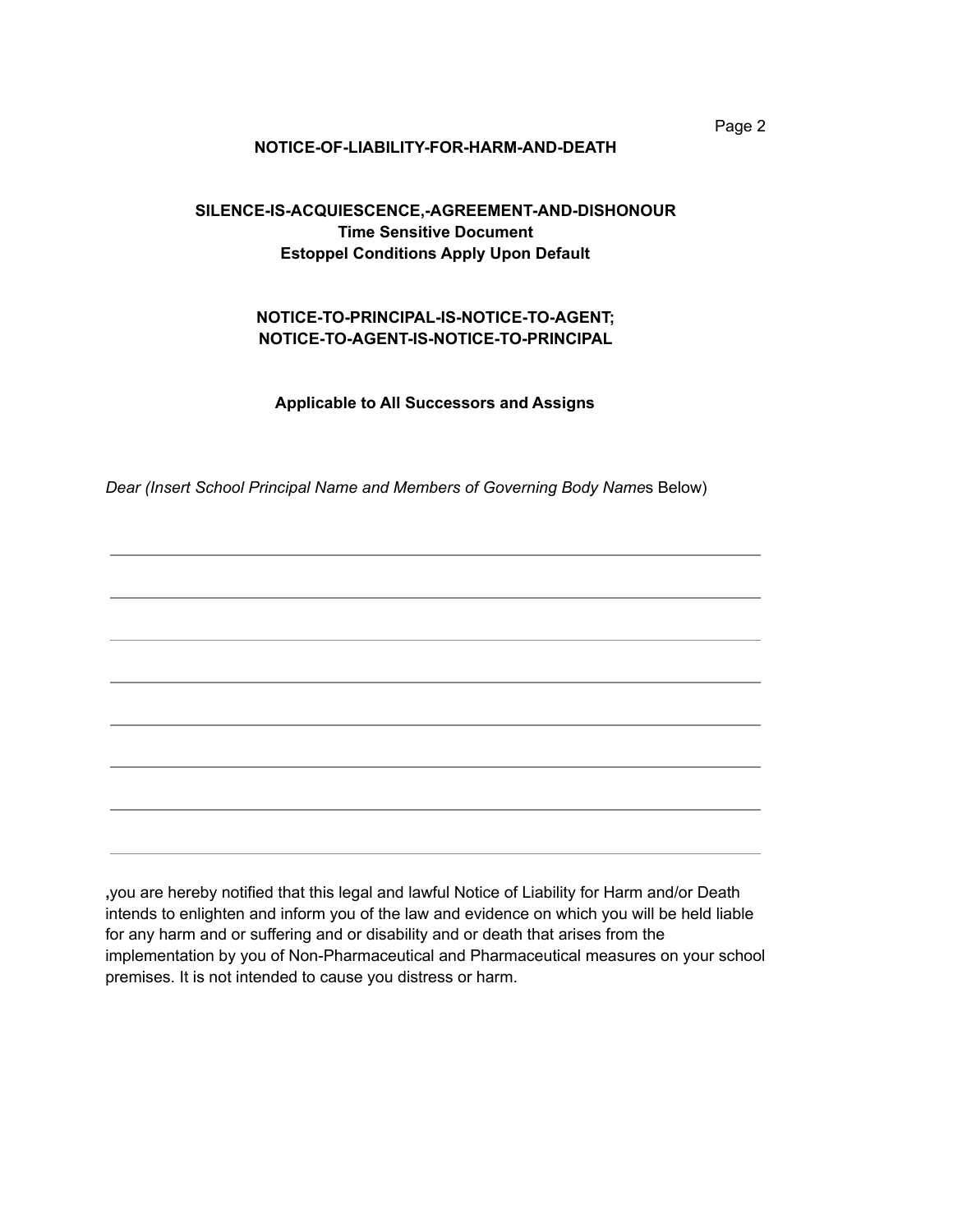**NOTICE-OF-LIABILITY-FOR-HARM-AND-DEATH**

**SILENCE-IS-ACQUIESCENCE,-AGREEMENT-AND-DISHONOUR**
**Time Sensitive Document**
**Estoppel Conditions Apply Upon Default**

**NOTICE-TO-PRINCIPAL-IS-NOTICE-TO-AGENT;**
**NOTICE-TO-AGENT-IS-NOTICE-TO-PRINCIPAL**

**Applicable to All Successors and Assigns**

*Dear (Insert School Principal Name and Members of Governing Body Name*s Below)

\_\_\_\_\_\_\_\_\_\_\_\_\_\_\_\_\_\_\_\_\_\_\_\_\_\_\_\_\_\_\_\_\_\_\_\_\_\_\_\_\_\_\_\_\_\_\_\_\_\_\_\_\_\_\_\_\_\_\_\_

\_\_\_\_\_\_\_\_\_\_\_\_\_\_\_\_\_\_\_\_\_\_\_\_\_\_\_\_\_\_\_\_\_\_\_\_\_\_\_\_\_\_\_\_\_\_\_\_\_\_\_\_\_\_\_\_\_\_\_\_

\_\_\_\_\_\_\_\_\_\_\_\_\_\_\_\_\_\_\_\_\_\_\_\_\_\_\_\_\_\_\_\_\_\_\_\_\_\_\_\_\_\_\_\_\_\_\_\_\_\_\_\_\_\_\_\_\_\_\_\_

\_\_\_\_\_\_\_\_\_\_\_\_\_\_\_\_\_\_\_\_\_\_\_\_\_\_\_\_\_\_\_\_\_\_\_\_\_\_\_\_\_\_\_\_\_\_\_\_\_\_\_\_\_\_\_\_\_\_\_\_

\_\_\_\_\_\_\_\_\_\_\_\_\_\_\_\_\_\_\_\_\_\_\_\_\_\_\_\_\_\_\_\_\_\_\_\_\_\_\_\_\_\_\_\_\_\_\_\_\_\_\_\_\_\_\_\_\_\_\_\_

\_\_\_\_\_\_\_\_\_\_\_\_\_\_\_\_\_\_\_\_\_\_\_\_\_\_\_\_\_\_\_\_\_\_\_\_\_\_\_\_\_\_\_\_\_\_\_\_\_\_\_\_\_\_\_\_\_\_\_\_

\_\_\_\_\_\_\_\_\_\_\_\_\_\_\_\_\_\_\_\_\_\_\_\_\_\_\_\_\_\_\_\_\_\_\_\_\_\_\_\_\_\_\_\_\_\_\_\_\_\_\_\_\_\_\_\_\_\_\_\_

\_\_\_\_\_\_\_\_\_\_\_\_\_\_\_\_\_\_\_\_\_\_\_\_\_\_\_\_\_\_\_\_\_\_\_\_\_\_\_\_\_\_\_\_\_\_\_\_\_\_\_\_\_\_\_\_\_\_\_\_

**,**you are hereby notified that this legal and lawful Notice of Liability for Harm and/or Death intends to enlighten and inform you of the law and evidence on which you will be held liable for any harm and or suffering and or disability and or death that arises from the implementation by you of Non-Pharmaceutical and Pharmaceutical measures on your school premises. It is not intended to cause you distress or harm.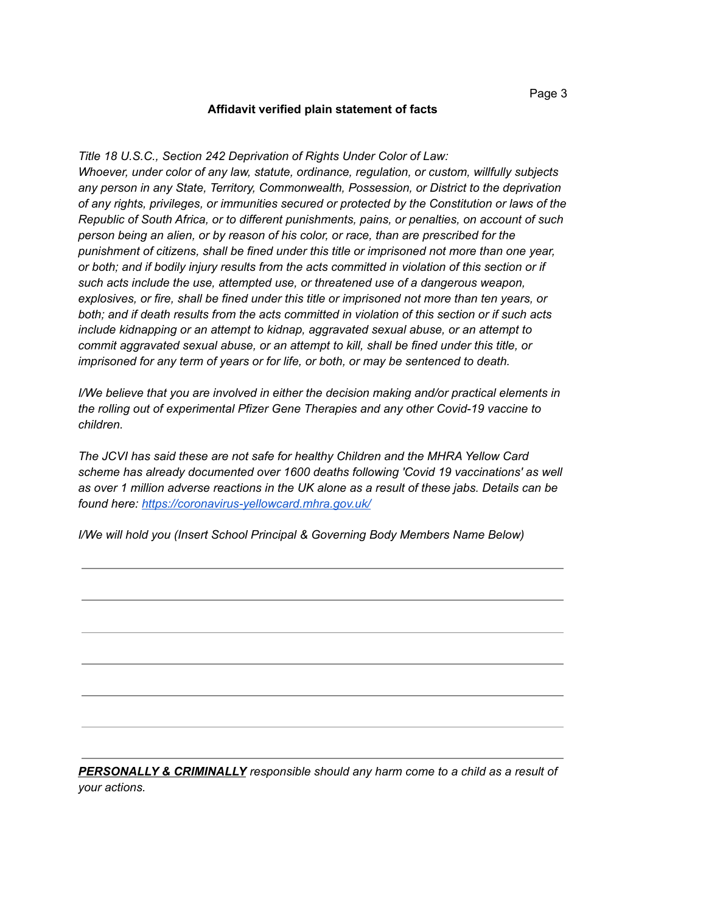**Affidavit verified plain statement of facts**

*Title 18 U.S.C., Section 242 Deprivation of Rights Under Color of Law:*
*Whoever, under color of any law, statute, ordinance, regulation, or custom, willfully subjects any person in any State, Territory, Commonwealth, Possession, or District to the deprivation of any rights, privileges, or immunities secured or protected by the Constitution or laws of the Republic of South Africa, or to different punishments, pains, or penalties, on account of such person being an alien, or by reason of his color, or race, than are prescribed for the punishment of citizens, shall be fined under this title or imprisoned not more than one year, or both; and if bodily injury results from the acts committed in violation of this section or if such acts include the use, attempted use, or threatened use of a dangerous weapon, explosives, or fire, shall be fined under this title or imprisoned not more than ten years, or both; and if death results from the acts committed in violation of this section or if such acts include kidnapping or an attempt to kidnap, aggravated sexual abuse, or an attempt to commit aggravated sexual abuse, or an attempt to kill, shall be fined under this title, or imprisoned for any term of years or for life, or both, or may be sentenced to death.*

*I/We believe that you are involved in either the decision making and/or practical elements in the rolling out of experimental Pfizer Gene Therapies and any other Covid-19 vaccine to children.*

*The JCVI has said these are not safe for healthy Children and the MHRA Yellow Card scheme has already documented over 1600 deaths following 'Covid 19 vaccinations' as well as over 1 million adverse reactions in the UK alone as a result of these jabs. Details can be found here: https://coronavirus-yellowcard.mhra.gov.uk/*

*I/We will hold you (Insert School Principal & Governing Body Members Name Below)*

______________________________________________________________________

______________________________________________________________________

______________________________________________________________________

______________________________________________________________________

______________________________________________________________________

______________________________________________________________________

______________________________________________________________________

***<u>PERSONALLY & CRIMINALLY</u>*** *responsible should any harm come to a child as a result of your actions.*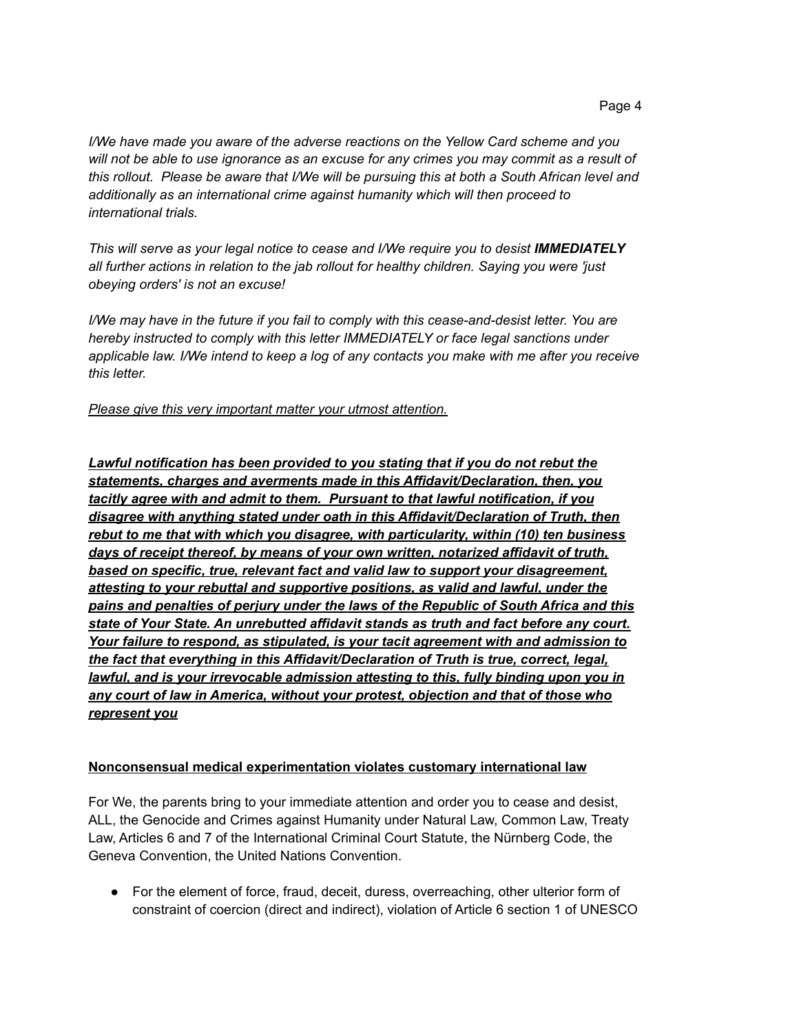*I/We have made you aware of the adverse reactions on the Yellow Card scheme and you will not be able to use ignorance as an excuse for any crimes you may commit as a result of this rollout. Please be aware that I/We will be pursuing this at both a South African level and additionally as an international crime against humanity which will then proceed to international trials.*

*This will serve as your legal notice to cease and I/We require you to desist* ***IMMEDIATELY*** *all further actions in relation to the jab rollout for healthy children. Saying you were 'just obeying orders' is not an excuse!*

*I/We may have in the future if you fail to comply with this cease-and-desist letter. You are hereby instructed to comply with this letter IMMEDIATELY or face legal sanctions under applicable law. I/We intend to keep a log of any contacts you make with me after you receive this letter.*

<u>*Please give this very important matter your utmost attention.*</u>

<u>***Lawful notification has been provided to you stating that if you do not rebut the statements, charges and averments made in this Affidavit/Declaration, then, you tacitly agree with and admit to them. Pursuant to that lawful notification, if you disagree with anything stated under oath in this Affidavit/Declaration of Truth, then rebut to me that with which you disagree, with particularity, within (10) ten business days of receipt thereof, by means of your own written, notarized affidavit of truth, based on specific, true, relevant fact and valid law to support your disagreement, attesting to your rebuttal and supportive positions, as valid and lawful, under the pains and penalties of perjury under the laws of the Republic of South Africa and this state of Your State. An unrebutted affidavit stands as truth and fact before any court. Your failure to respond, as stipulated, is your tacit agreement with and admission to the fact that everything in this Affidavit/Declaration of Truth is true, correct, legal, lawful, and is your irrevocable admission attesting to this, fully binding upon you in any court of law in America, without your protest, objection and that of those who represent you***</u>

<u>**Nonconsensual medical experimentation violates customary international law**</u>

For We, the parents bring to your immediate attention and order you to cease and desist, ALL, the Genocide and Crimes against Humanity under Natural Law, Common Law, Treaty Law, Articles 6 and 7 of the International Criminal Court Statute, the Nürnberg Code, the Geneva Convention, the United Nations Convention.

- For the element of force, fraud, deceit, duress, overreaching, other ulterior form of constraint of coercion (direct and indirect), violation of Article 6 section 1 of UNESCO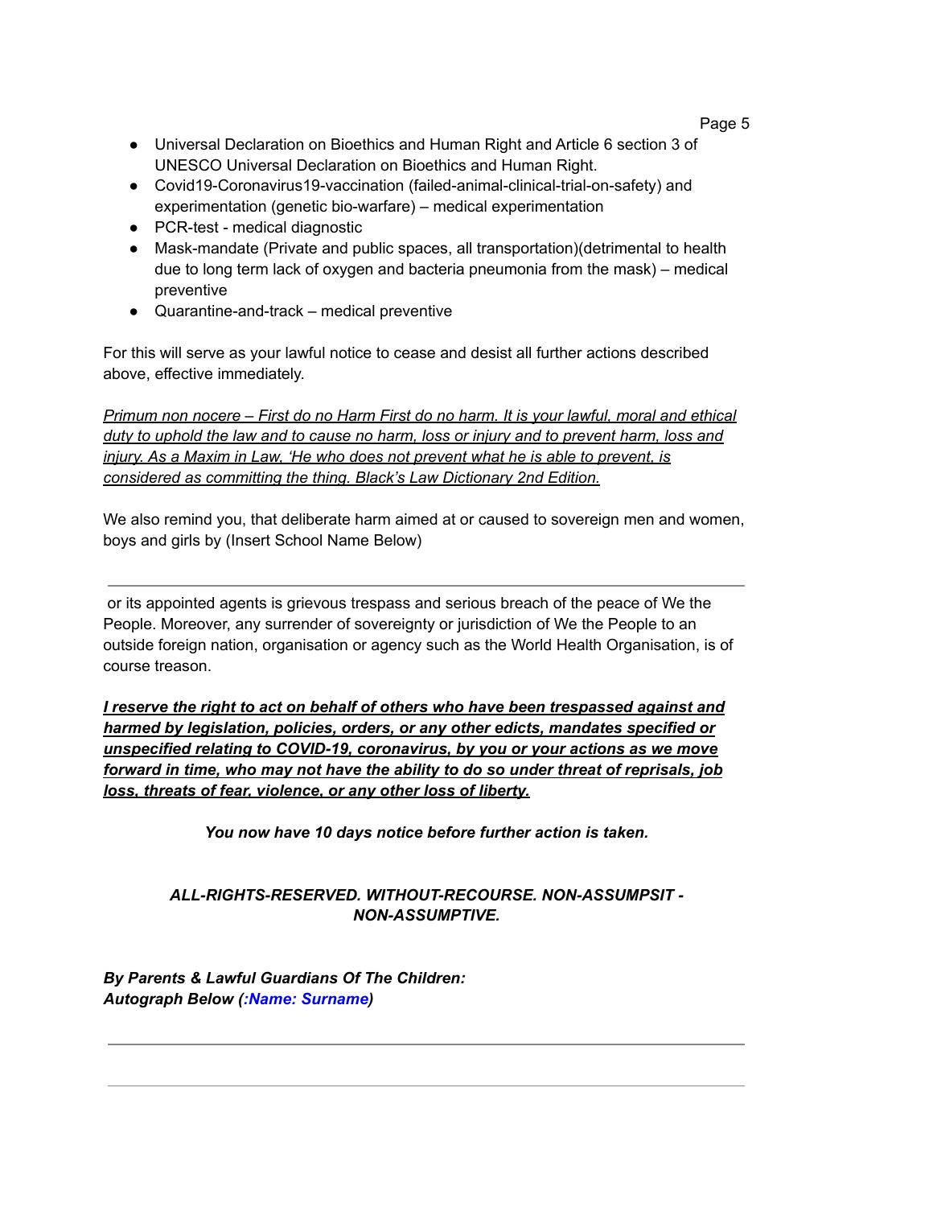- Universal Declaration on Bioethics and Human Right and Article 6 section 3 of UNESCO Universal Declaration on Bioethics and Human Right.
- Covid19-Coronavirus19-vaccination (failed-animal-clinical-trial-on-safety) and experimentation (genetic bio-warfare) – medical experimentation
- PCR-test - medical diagnostic
- Mask-mandate (Private and public spaces, all transportation)(detrimental to health due to long term lack of oxygen and bacteria pneumonia from the mask) – medical preventive
- Quarantine-and-track – medical preventive

For this will serve as your lawful notice to cease and desist all further actions described above, effective immediately.

<u>*Primum non nocere – First do no Harm First do no harm. It is your lawful, moral and ethical duty to uphold the law and to cause no harm, loss or injury and to prevent harm, loss and injury. As a Maxim in Law, 'He who does not prevent what he is able to prevent, is considered as committing the thing. Black's Law Dictionary 2nd Edition.*</u>

We also remind you, that deliberate harm aimed at or caused to sovereign men and women, boys and girls by (Insert School Name Below)

---

or its appointed agents is grievous trespass and serious breach of the peace of We the People. Moreover, any surrender of sovereignty or jurisdiction of We the People to an outside foreign nation, organisation or agency such as the World Health Organisation, is of course treason.

<u>***I reserve the right to act on behalf of others who have been trespassed against and harmed by legislation, policies, orders, or any other edicts, mandates specified or unspecified relating to COVID-19, coronavirus, by you or your actions as we move forward in time, who may not have the ability to do so under threat of reprisals, job loss, threats of fear, violence, or any other loss of liberty.***</u>

***You now have 10 days notice before further action is taken.***

***ALL-RIGHTS-RESERVED. WITHOUT-RECOURSE. NON-ASSUMPSIT - NON-ASSUMPTIVE.***

***By Parents & Lawful Guardians Of The Children:***
***Autograph Below (:Name: Surname)***

---

---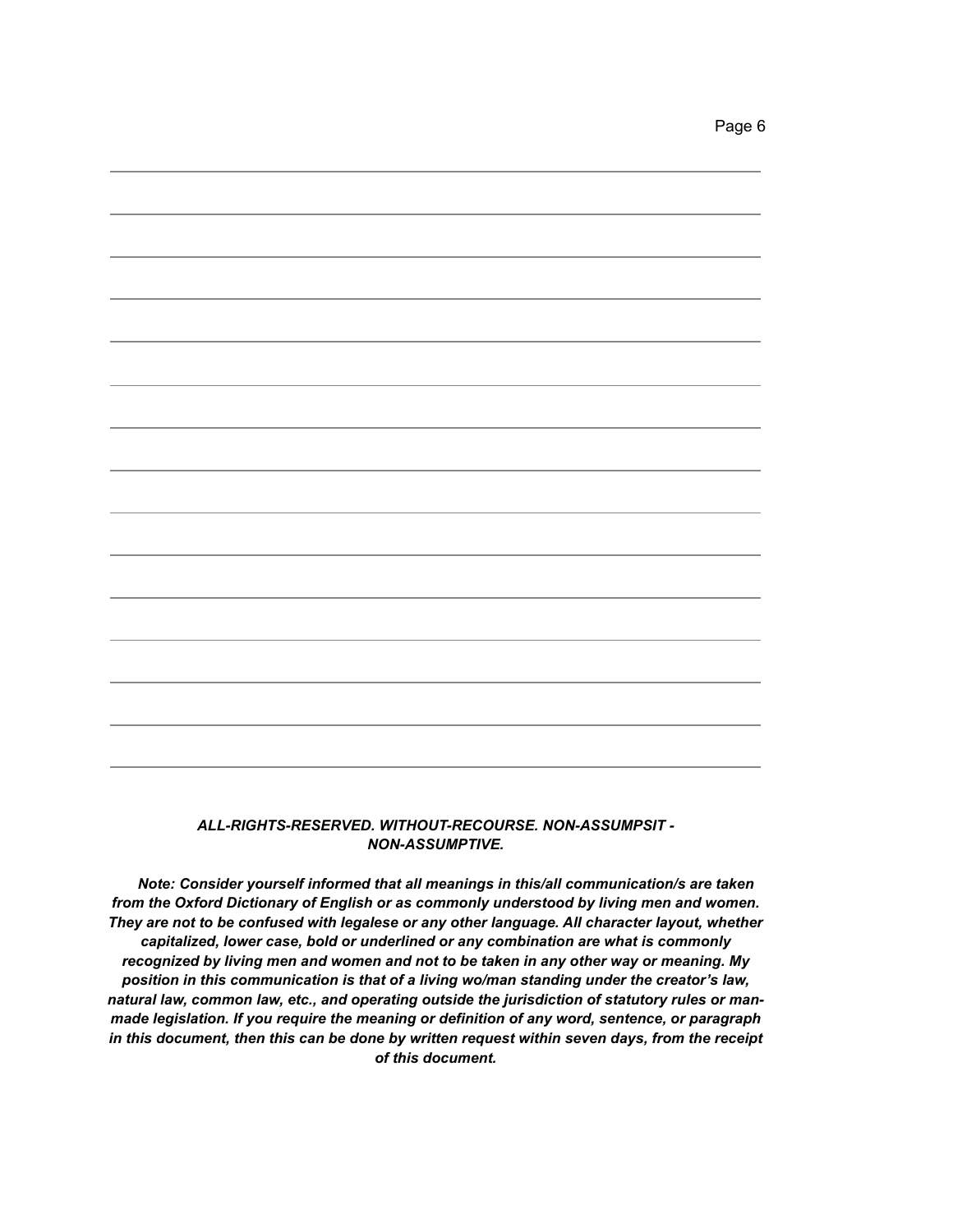***ALL-RIGHTS-RESERVED. WITHOUT-RECOURSE. NON-ASSUMPSIT - NON-ASSUMPTIVE.***

***Note: Consider yourself informed that all meanings in this/all communication/s are taken from the Oxford Dictionary of English or as commonly understood by living men and women. They are not to be confused with legalese or any other language. All character layout, whether capitalized, lower case, bold or underlined or any combination are what is commonly recognized by living men and women and not to be taken in any other way or meaning. My position in this communication is that of a living wo/man standing under the creator's law, natural law, common law, etc., and operating outside the jurisdiction of statutory rules or man-made legislation. If you require the meaning or definition of any word, sentence, or paragraph in this document, then this can be done by written request within seven days, from the receipt of this document.***